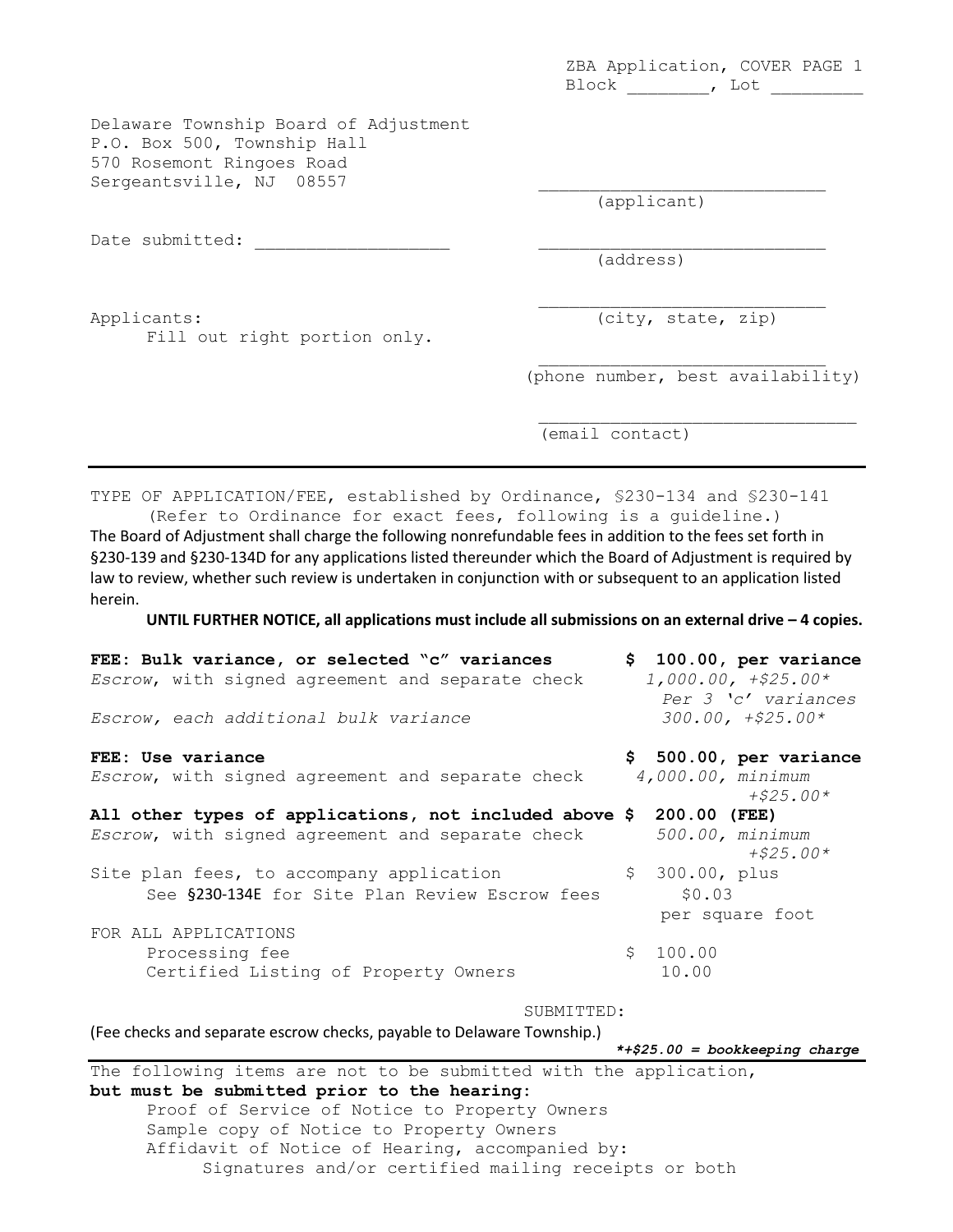ZBA Application, COVER PAGE 1
Block ________, Lot _________

Delaware Township Board of Adjustment
P.O. Box 500, Township Hall
570 Rosemont Ringoes Road
Sergeantsville, NJ 08557

Date submitted: ___________________

Applicants:
Fill out right portion only.

____________________________ (applicant)

____________________________ (address)

____________________________ (city, state, zip)

____________________________ (phone number, best availability)

______________________________ (email contact)

---

TYPE OF APPLICATION/FEE, established by Ordinance, §230-134 and §230-141
(Refer to Ordinance for exact fees, following is a guideline.)

The Board of Adjustment shall charge the following nonrefundable fees in addition to the fees set forth in §230-139 and §230-134D for any applications listed thereunder which the Board of Adjustment is required by law to review, whether such review is undertaken in conjunction with or subsequent to an application listed herein.

**UNTIL FURTHER NOTICE, all applications must include all submissions on an external drive – 4 copies.**

| | |
|---|---|
| **FEE: Bulk variance, or selected "c" variances** | **$ 100.00, per variance** |
| *Escrow, with signed agreement and separate check* | *1,000.00, +$25.00* Per 3 'c' variances* |
| *Escrow, each additional bulk variance* | *300.00, +$25.00** |
| **FEE: Use variance** | **$ 500.00, per variance** |
| *Escrow, with signed agreement and separate check* | *4,000.00, minimum +$25.00** |
| **All other types of applications, not included above** | **$ 200.00 (FEE)** |
| *Escrow, with signed agreement and separate check* | *500.00, minimum +$25.00** |
| Site plan fees, to accompany application | $ 300.00, plus |
| See **§230-134E** for Site Plan Review Escrow fees | $0.03 per square foot |
| FOR ALL APPLICATIONS | |
| Processing fee | $ 100.00 |
| Certified Listing of Property Owners | 10.00 |

SUBMITTED:

(Fee checks and separate escrow checks, payable to Delaware Township.)

***+$25.00 = bookkeeping charge***

---

The following items are not to be submitted with the application, **but must be submitted prior to the hearing:**

- Proof of Service of Notice to Property Owners
- Sample copy of Notice to Property Owners
- Affidavit of Notice of Hearing, accompanied by:
  - Signatures and/or certified mailing receipts or both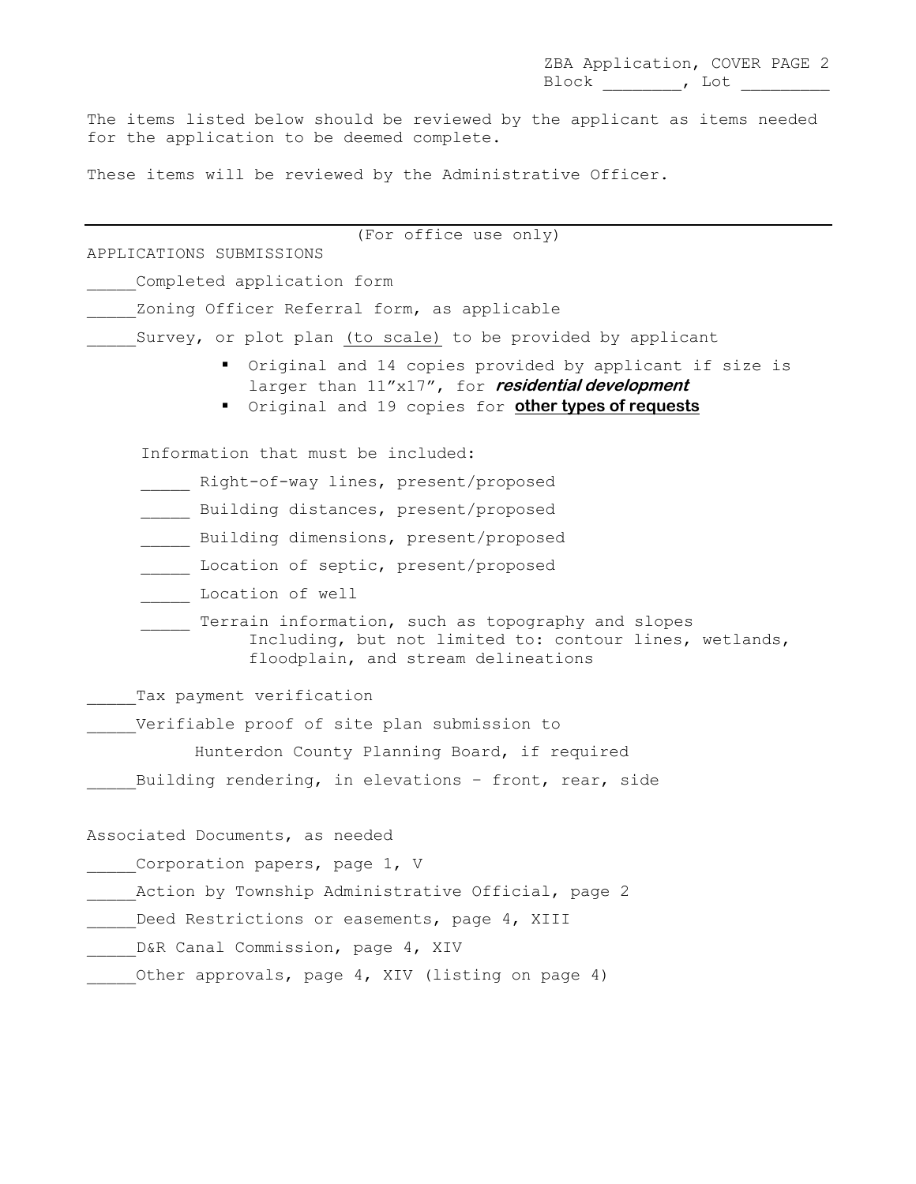ZBA Application, COVER PAGE 2
Block ________, Lot _________

The items listed below should be reviewed by the applicant as items needed for the application to be deemed complete.

These items will be reviewed by the Administrative Officer.

---

(For office use only)

APPLICATIONS SUBMISSIONS

_____Completed application form

_____Zoning Officer Referral form, as applicable

_____Survey, or plot plan <u>(to scale)</u> to be provided by applicant

- Original and 14 copies provided by applicant if size is larger than 11”x17”, for ***residential development***
- Original and 19 copies for <u>**other types of requests**</u>

Information that must be included:

_____ Right-of-way lines, present/proposed

_____ Building distances, present/proposed

_____ Building dimensions, present/proposed

_____ Location of septic, present/proposed

_____ Location of well

_____ Terrain information, such as topography and slopes
Including, but not limited to: contour lines, wetlands, floodplain, and stream delineations

_____Tax payment verification

_____Verifiable proof of site plan submission to
Hunterdon County Planning Board, if required

_____Building rendering, in elevations – front, rear, side

Associated Documents, as needed

_____Corporation papers, page 1, V

_____Action by Township Administrative Official, page 2

_____Deed Restrictions or easements, page 4, XIII

_____D&R Canal Commission, page 4, XIV

_____Other approvals, page 4, XIV (listing on page 4)